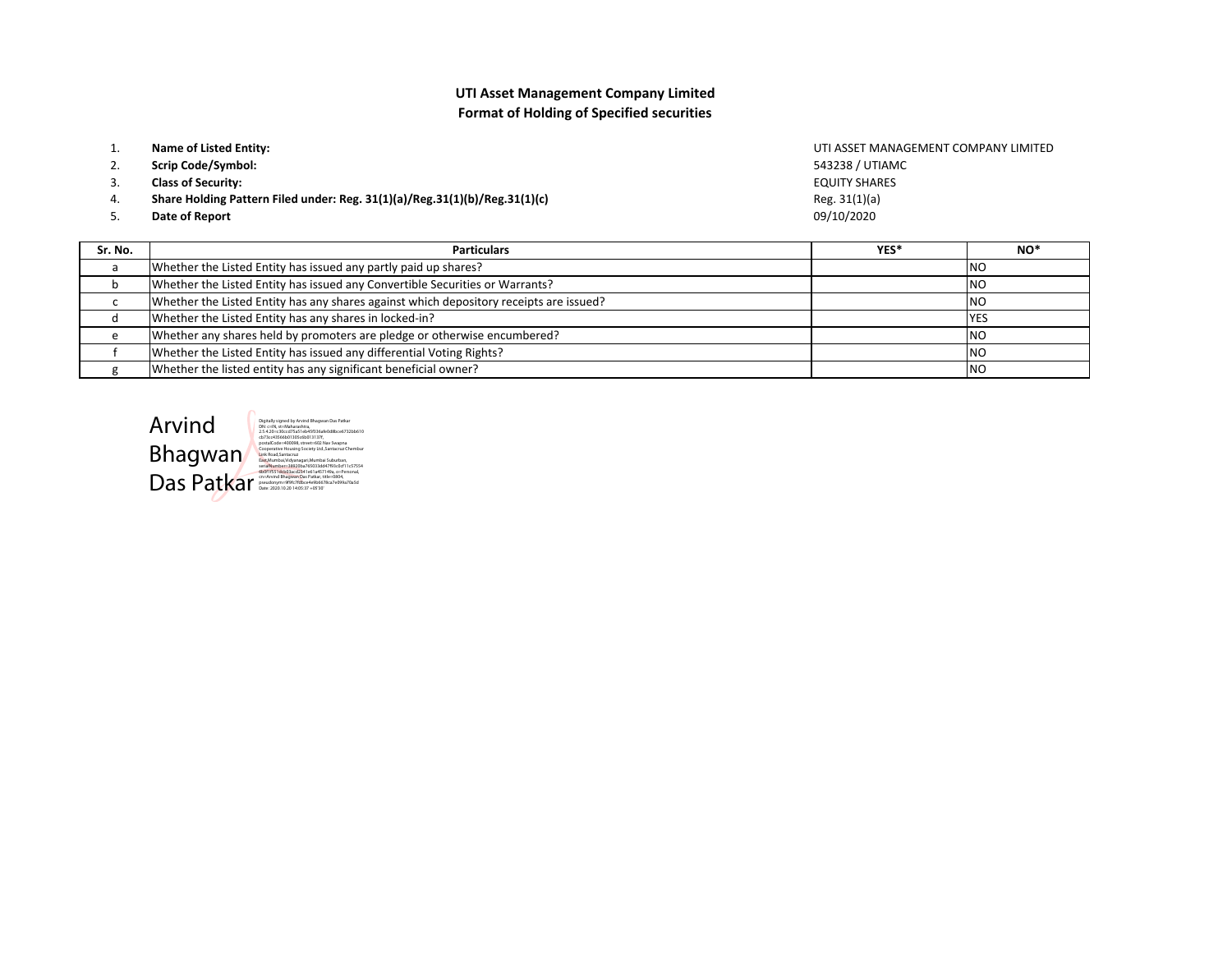## UTI Asset Management Company Limited
## Format of Holding of Specified securities

1. **Name of Listed Entity:** UTI ASSET MANAGEMENT COMPANY LIMITED
2. **Scrip Code/Symbol:** 543238 / UTIAMC
3. **Class of Security:** EQUITY SHARES
4. **Share Holding Pattern Filed under: Reg. 31(1)(a)/Reg.31(1)(b)/Reg.31(1)(c)** Reg. 31(1)(a)
5. **Date of Report** 09/10/2020

| Sr. No. | Particulars | YES* | NO* |
|---|---|---|---|
| a | Whether the Listed Entity has issued any partly paid up shares? | | NO |
| b | Whether the Listed Entity has issued any Convertible Securities or Warrants? | | NO |
| c | Whether the Listed Entity has any shares against which depository receipts are issued? | | NO |
| d | Whether the Listed Entity has any shares in locked-in? | | YES |
| e | Whether any shares held by promoters are pledge or otherwise encumbered? | | NO |
| f | Whether the Listed Entity has issued any differential Voting Rights? | | NO |
| g | Whether the listed entity has any significant beneficial owner? | | NO |

Arvind Bhagwan Das Patkar

Digitally signed by Arvind Bhagwan Das Patkar
Date: 2020.10.20 14:05:37 +05'30'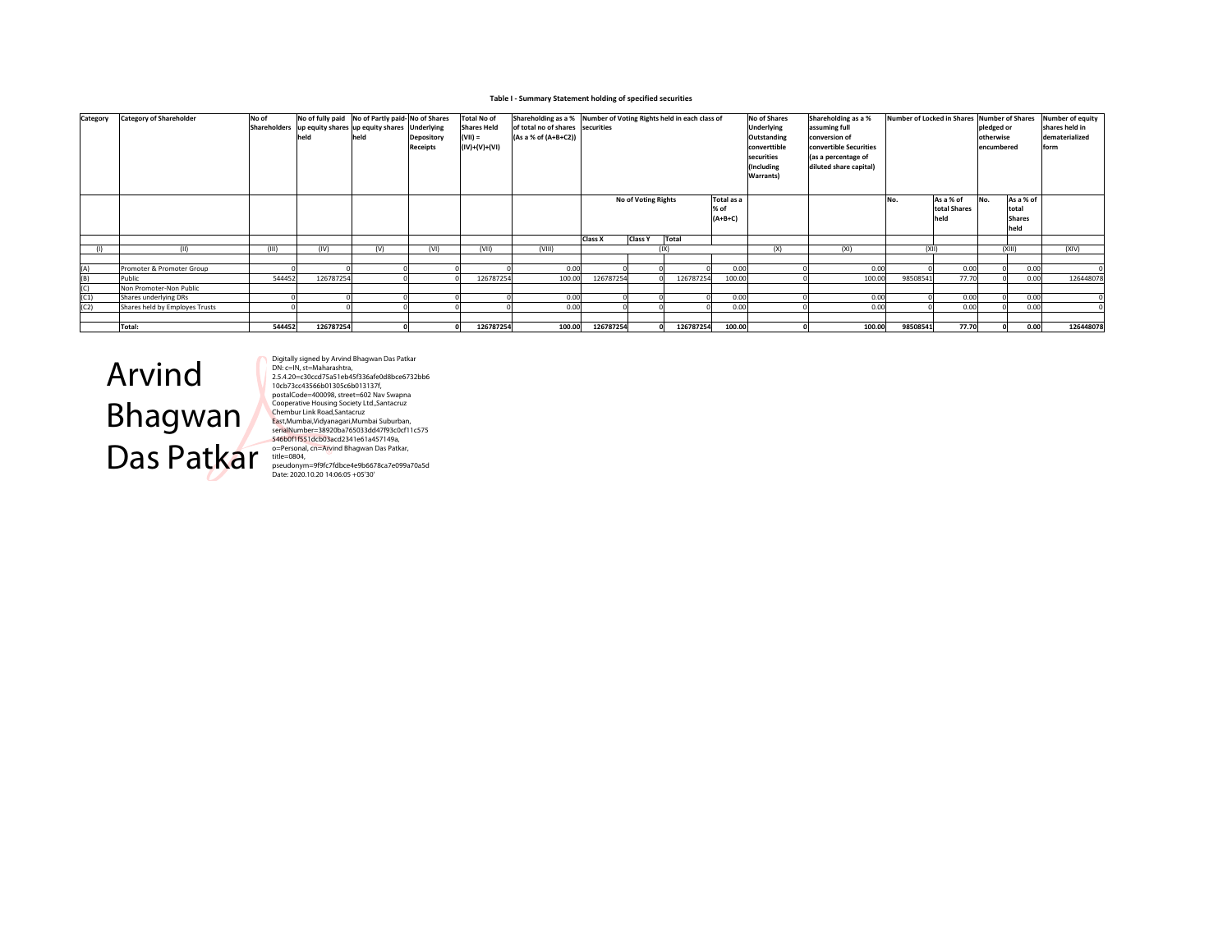### Table I - Summary Statement holding of specified securities

| Category | Category of Shareholder | No of Shareholders | No of fully paid up equity shares held | No of Partly paid-up equity shares held | No of Shares Underlying Depository Receipts | Total No of Shares Held (VII) = (IV)+(V)+(VI) | Shareholding as a % of total no of shares (As a % of (A+B+C2)) | Number of Voting Rights held in each class of securities | | | | No of Shares Underlying Outstanding converttible securities (Including Warrants) | Shareholding as a % assuming full conversion of convertible Securities (as a percentage of diluted share capital) | Number of Locked in Shares | | Number of Shares pledged or otherwise encumbered | | Number of equity shares held in dematerialized form |
|---|---|---|---|---|---|---|---|---|---|---|---|---|---|---|---|---|---|---|
| | | | | | | | | No of Voting Rights | | | Total as a % of (A+B+C) | | | No. | As a % of total Shares held | No. | As a % of total Shares held | |
| | | | | | | | | Class X | Class Y | Total | | | | | | | | |
| (I) | (II) | (III) | (IV) | (V) | (VI) | (VII) | (VIII) | (IX) | | | | (X) | (XI) | (XII) | | (XIII) | | (XIV) |
| (A) | Promoter & Promoter Group | 0 | 0 | 0 | 0 | 0 | 0.00 | 0 | 0 | 0 | 0.00 | 0 | 0.00 | 0 | 0.00 | 0 | 0.00 | 0 |
| (B) | Public | 544452 | 126787254 | 0 | 0 | 126787254 | 100.00 | 126787254 | 0 | 126787254 | 100.00 | 0 | 100.00 | 98508541 | 77.70 | 0 | 0.00 | 126448078 |
| (C) | Non Promoter-Non Public | | | | | | | | | | | | | | | | | |
| (C1) | Shares underlying DRs | 0 | 0 | 0 | 0 | 0 | 0.00 | 0 | 0 | 0 | 0.00 | 0 | 0.00 | 0 | 0.00 | 0 | 0.00 | 0 |
| (C2) | Shares held by Employes Trusts | 0 | 0 | 0 | 0 | 0 | 0.00 | 0 | 0 | 0 | 0.00 | 0 | 0.00 | 0 | 0.00 | 0 | 0.00 | 0 |
| | **Total:** | **544452** | **126787254** | **0** | **0** | **126787254** | **100.00** | **126787254** | **0** | **126787254** | **100.00** | **0** | **100.00** | **98508541** | **77.70** | **0** | **0.00** | **126448078** |

Arvind Bhagwan Das Patkar

Digitally signed by Arvind Bhagwan Das Patkar
DN: c=IN, st=Maharashtra, 2.5.4.20=c30ccd75a51eb45f336afe0d8bce6732bb6 10cb73cc43566b01305c6b013137f, postalCode=400098, street=602 Nav Swapna Cooperative Housing Society Ltd.,Santacruz Chembur Link Road,Santacruz East,Mumbai,Vidyanagari,Mumbai Suburban, serialNumber=38920ba765033dd47f93c0cf11c575 546b0f1f551dcb03acd2341e61a457149a, o=Personal, cn=Arvind Bhagwan Das Patkar, title=0804, pseudonym=9f9fc7fdbce4e9b6678ca7e099a70a5d
Date: 2020.10.20 14:06:05 +05'30'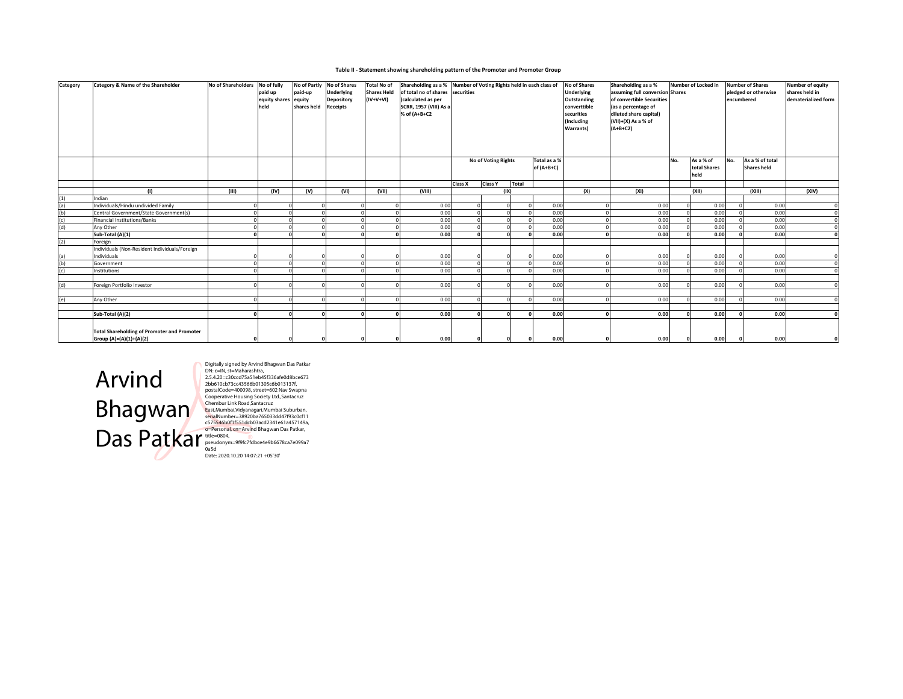**Table II - Statement showing shareholding pattern of the Promoter and Promoter Group**

| Category | Category & Name of the Shareholder | No of Shareholders | No of fully paid up equity shares held | No of Partly paid-up equity shares held | No of Shares Underlying Depository Receipts | Total No of Shares Held (IV+V+VI) | Shareholding as a % of total no of shares (calculated as per SCRR, 1957 (VIII) As a % of (A+B+C2 | Number of Voting Rights held in each class of securities | | | | No of Shares Underlying Outstanding converttible securities (Including Warrants) | Shareholding as a % assuming full conversion of convertible Securities (as a percentage of diluted share capital) (VII)+(X) As a % of (A+B+C2) | Number of Locked in Shares | | Number of Shares pledged or otherwise encumbered | | Number of equity shares held in dematerialized form |
|---|---|---|---|---|---|---|---|---|---|---|---|---|---|---|---|---|---|---|
| | | | | | | | | No of Voting Rights | | | Total as a % of (A+B+C) | | | No. | As a % of total Shares held | No. | As a % of total Shares held | |
| | | | | | | | | Class X | Class Y | Total | | | | | | | | |
| | (I) | (III) | (IV) | (V) | (VI) | (VII) | (VIII) | (IX) | | | | (X) | (XI) | (XII) | | (XIII) | | (XIV) |
| (1) | Indian | | | | | | | | | | | | | | | | | |
| (a) | Individuals/Hindu undivided Family | 0 | 0 | 0 | 0 | 0 | 0.00 | 0 | 0 | 0 | 0.00 | 0 | 0.00 | 0 | 0.00 | 0 | 0.00 | 0 |
| (b) | Central Government/State Government(s) | 0 | 0 | 0 | 0 | 0 | 0.00 | 0 | 0 | 0 | 0.00 | 0 | 0.00 | 0 | 0.00 | 0 | 0.00 | 0 |
| (c) | Financial Institutions/Banks | 0 | 0 | 0 | 0 | 0 | 0.00 | 0 | 0 | 0 | 0.00 | 0 | 0.00 | 0 | 0.00 | 0 | 0.00 | 0 |
| (d) | Any Other | 0 | 0 | 0 | 0 | 0 | 0.00 | 0 | 0 | 0 | 0.00 | 0 | 0.00 | 0 | 0.00 | 0 | 0.00 | 0 |
| | **Sub-Total (A)(1)** | **0** | **0** | **0** | **0** | **0** | **0.00** | **0** | **0** | **0** | **0.00** | **0** | **0.00** | **0** | **0.00** | **0** | **0.00** | **0** |
| (2) | Foreign | | | | | | | | | | | | | | | | | |
| (a) | Individuals (Non-Resident Individuals/Foreign Individuals | 0 | 0 | 0 | 0 | 0 | 0.00 | 0 | 0 | 0 | 0.00 | 0 | 0.00 | 0 | 0.00 | 0 | 0.00 | 0 |
| (b) | Government | 0 | 0 | 0 | 0 | 0 | 0.00 | 0 | 0 | 0 | 0.00 | 0 | 0.00 | 0 | 0.00 | 0 | 0.00 | 0 |
| (c) | Institutions | 0 | 0 | 0 | 0 | 0 | 0.00 | 0 | 0 | 0 | 0.00 | 0 | 0.00 | 0 | 0.00 | 0 | 0.00 | 0 |
| (d) | Foreign Portfolio Investor | 0 | 0 | 0 | 0 | 0 | 0.00 | 0 | 0 | 0 | 0.00 | 0 | 0.00 | 0 | 0.00 | 0 | 0.00 | 0 |
| (e) | Any Other | 0 | 0 | 0 | 0 | 0 | 0.00 | 0 | 0 | 0 | 0.00 | 0 | 0.00 | 0 | 0.00 | 0 | 0.00 | 0 |
| | **Sub-Total (A)(2)** | **0** | **0** | **0** | **0** | **0** | **0.00** | **0** | **0** | **0** | **0.00** | **0** | **0.00** | **0** | **0.00** | **0** | **0.00** | **0** |
| | **Total Shareholding of Promoter and Promoter Group (A)=(A)(1)+(A)(2)** | **0** | **0** | **0** | **0** | **0** | **0.00** | **0** | **0** | **0** | **0.00** | **0** | **0.00** | **0** | **0.00** | **0** | **0.00** | **0** |

Arvind Bhagwan Das Patkar

Digitally signed by Arvind Bhagwan Das Patkar
DN: c=IN, st=Maharashtra, 2.5.4.20=c30ccd75a51eb45f336afe0d8bce6732bb610cb73cc43566b01305c6b013137f, postalCode=400098, street=602 Nav Swapna Cooperative Housing Society Ltd.,Santacruz Chembur Link Road,Santacruz East,Mumbai,Vidyanagari,Mumbai Suburban, serialNumber=38920ba765033dd47f93c0cf11c575546b0f1f551dcb03acd2341e61a457149a, o=Personal, cn=Arvind Bhagwan Das Patkar, title=0804, pseudonym=9f9fc7fdbce4e9b6678ca7e099a70a5d
Date: 2020.10.20 14:07:21 +05'30'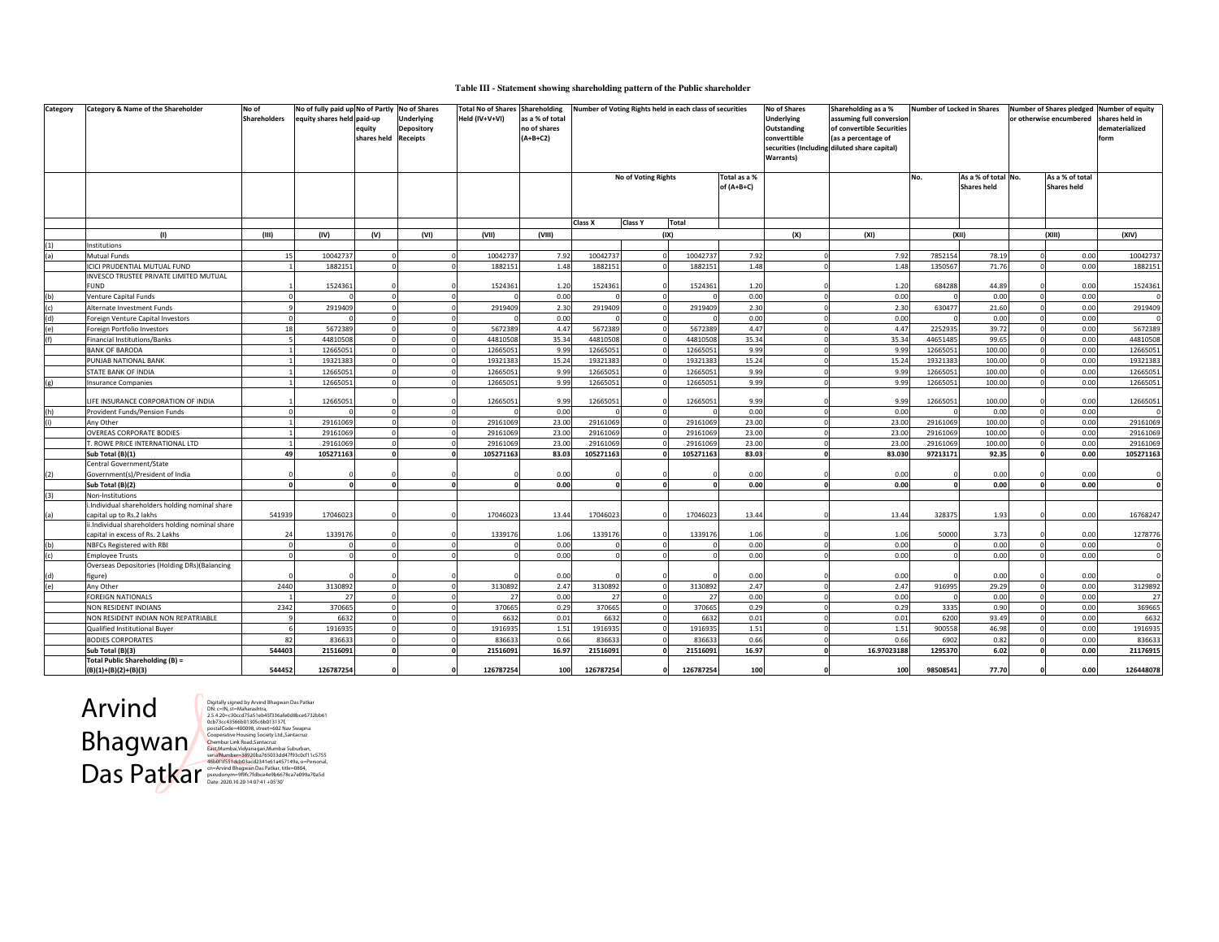### Table III - Statement showing shareholding pattern of the Public shareholder

| Category | Category & Name of the Shareholder | No of Shareholders | No of fully paid up equity shares held | No of Partly paid-up equity shares held | No of Shares Underlying Depository Receipts | Total No of Shares Held (IV+V+VI) | Shareholding as a % of total no of shares (A+B+C2) | Number of Voting Rights held in each class of securities | | | | No of Shares Underlying Outstanding converttible securities (Including Warrants) | Shareholding as a % assuming full conversion of convertible Securities (as a percentage of diluted share capital) | Number of Locked in Shares | | Number of Shares pledged or otherwise encumbered | | Number of equity shares held in dematerialized form |
|---|---|---|---|---|---|---|---|---|---|---|---|---|---|---|---|---|---|---|
| | | | | | | | | No of Voting Rights | | | Total as a % of (A+B+C) | | | No. | As a % of total Shares held | No. | As a % of total Shares held | |
| | | | | | | | | Class X | Class Y | Total | | | | | | | | |
| | (I) | (III) | (IV) | (V) | (VI) | (VII) | (VIII) | (IX) | | | | (X) | (XI) | (XII) | | (XIII) | | (XIV) |
| (1) | Institutions | | | | | | | | | | | | | | | | | |
| (a) | Mutual Funds | 15 | 10042737 | 0 | 0 | 10042737 | 7.92 | 10042737 | 0 | 10042737 | 7.92 | 0 | 7.92 | 7852154 | 78.19 | 0 | 0.00 | 10042737 |
| | ICICI PRUDENTIAL MUTUAL FUND | 1 | 1882151 | 0 | 0 | 1882151 | 1.48 | 1882151 | 0 | 1882151 | 1.48 | 0 | 1.48 | 1350567 | 71.76 | 0 | 0.00 | 1882151 |
| | INVESCO TRUSTEE PRIVATE LIMITED MUTUAL FUND | 1 | 1524361 | 0 | 0 | 1524361 | 1.20 | 1524361 | 0 | 1524361 | 1.20 | 0 | 1.20 | 684288 | 44.89 | 0 | 0.00 | 1524361 |
| (b) | Venture Capital Funds | 0 | 0 | 0 | 0 | 0 | 0.00 | 0 | 0 | 0 | 0.00 | 0 | 0.00 | 0 | 0.00 | 0 | 0.00 | 0 |
| (c) | Alternate Investment Funds | 9 | 2919409 | 0 | 0 | 2919409 | 2.30 | 2919409 | 0 | 2919409 | 2.30 | 0 | 2.30 | 630477 | 21.60 | 0 | 0.00 | 2919409 |
| (d) | Foreign Venture Capital Investors | 0 | 0 | 0 | 0 | 0 | 0.00 | 0 | 0 | 0 | 0.00 | 0 | 0.00 | 0 | 0.00 | 0 | 0.00 | 0 |
| (e) | Foreign Portfolio Investors | 18 | 5672389 | 0 | 0 | 5672389 | 4.47 | 5672389 | 0 | 5672389 | 4.47 | 0 | 4.47 | 2252935 | 39.72 | 0 | 0.00 | 5672389 |
| (f) | Financial Institutions/Banks | 5 | 44810508 | 0 | 0 | 44810508 | 35.34 | 44810508 | 0 | 44810508 | 35.34 | 0 | 35.34 | 44651485 | 99.65 | 0 | 0.00 | 44810508 |
| | BANK OF BARODA | 1 | 12665051 | 0 | 0 | 12665051 | 9.99 | 12665051 | 0 | 12665051 | 9.99 | 0 | 9.99 | 12665051 | 100.00 | 0 | 0.00 | 12665051 |
| | PUNJAB NATIONAL BANK | 1 | 19321383 | 0 | 0 | 19321383 | 15.24 | 19321383 | 0 | 19321383 | 15.24 | 0 | 15.24 | 19321383 | 100.00 | 0 | 0.00 | 19321383 |
| | STATE BANK OF INDIA | 1 | 12665051 | 0 | 0 | 12665051 | 9.99 | 12665051 | 0 | 12665051 | 9.99 | 0 | 9.99 | 12665051 | 100.00 | 0 | 0.00 | 12665051 |
| (g) | Insurance Companies | 1 | 12665051 | 0 | 0 | 12665051 | 9.99 | 12665051 | 0 | 12665051 | 9.99 | 0 | 9.99 | 12665051 | 100.00 | 0 | 0.00 | 12665051 |
| | LIFE INSURANCE CORPORATION OF INDIA | 1 | 12665051 | 0 | 0 | 12665051 | 9.99 | 12665051 | 0 | 12665051 | 9.99 | 0 | 9.99 | 12665051 | 100.00 | 0 | 0.00 | 12665051 |
| (h) | Provident Funds/Pension Funds | 0 | 0 | 0 | 0 | 0 | 0.00 | 0 | 0 | 0 | 0.00 | 0 | 0.00 | 0 | 0.00 | 0 | 0.00 | 0 |
| (i) | Any Other | 1 | 29161069 | 0 | 0 | 29161069 | 23.00 | 29161069 | 0 | 29161069 | 23.00 | 0 | 23.00 | 29161069 | 100.00 | 0 | 0.00 | 29161069 |
| | OVEREAS CORPORATE BODIES | 1 | 29161069 | 0 | 0 | 29161069 | 23.00 | 29161069 | 0 | 29161069 | 23.00 | 0 | 23.00 | 29161069 | 100.00 | 0 | 0.00 | 29161069 |
| | T. ROWE PRICE INTERNATIONAL LTD | 1 | 29161069 | 0 | 0 | 29161069 | 23.00 | 29161069 | 0 | 29161069 | 23.00 | 0 | 23.00 | 29161069 | 100.00 | 0 | 0.00 | 29161069 |
| | **Sub Total (B)(1)** | **49** | **105271163** | **0** | **0** | **105271163** | **83.03** | **105271163** | **0** | **105271163** | **83.03** | **0** | **83.030** | **97213171** | **92.35** | **0** | **0.00** | **105271163** |
| (2) | Central Government/State Government(s)/President of India | 0 | 0 | 0 | 0 | 0 | 0.00 | 0 | 0 | 0 | 0.00 | 0 | 0.00 | 0 | 0.00 | 0 | 0.00 | 0 |
| | **Sub Total (B)(2)** | **0** | **0** | **0** | **0** | **0** | **0.00** | **0** | **0** | **0** | **0.00** | **0** | **0.00** | **0** | **0.00** | **0** | **0.00** | **0** |
| (3) | Non-Institutions | | | | | | | | | | | | | | | | | |
| (a) | i.Individual shareholders holding nominal share capital up to Rs.2 lakhs | 541939 | 17046023 | 0 | 0 | 17046023 | 13.44 | 17046023 | 0 | 17046023 | 13.44 | 0 | 13.44 | 328375 | 1.93 | 0 | 0.00 | 16768247 |
| | ii.Individual shareholders holding nominal share capital in excess of Rs. 2 Lakhs | 24 | 1339176 | 0 | 0 | 1339176 | 1.06 | 1339176 | 0 | 1339176 | 1.06 | 0 | 1.06 | 50000 | 3.73 | 0 | 0.00 | 1278776 |
| (b) | NBFCs Registered with RBI | 0 | 0 | 0 | 0 | 0 | 0.00 | 0 | 0 | 0 | 0.00 | 0 | 0.00 | 0 | 0.00 | 0 | 0.00 | 0 |
| (c) | Employee Trusts | 0 | 0 | 0 | 0 | 0 | 0.00 | 0 | 0 | 0 | 0.00 | 0 | 0.00 | 0 | 0.00 | 0 | 0.00 | 0 |
| (d) | Overseas Depositories (Holding DRs)(Balancing figure) | 0 | 0 | 0 | 0 | 0 | 0.00 | 0 | 0 | 0 | 0.00 | 0 | 0.00 | 0 | 0.00 | 0 | 0.00 | 0 |
| (e) | Any Other | 2440 | 3130892 | 0 | 0 | 3130892 | 2.47 | 3130892 | 0 | 3130892 | 2.47 | 0 | 2.47 | 916995 | 29.29 | 0 | 0.00 | 3129892 |
| | FOREIGN NATIONALS | 1 | 27 | 0 | 0 | 27 | 0.00 | 27 | 0 | 27 | 0.00 | 0 | 0.00 | 0 | 0.00 | 0 | 0.00 | 27 |
| | NON RESIDENT INDIANS | 2342 | 370665 | 0 | 0 | 370665 | 0.29 | 370665 | 0 | 370665 | 0.29 | 0 | 0.29 | 3335 | 0.90 | 0 | 0.00 | 369665 |
| | NON RESIDENT INDIAN NON REPATRIABLE | 9 | 6632 | 0 | 0 | 6632 | 0.01 | 6632 | 0 | 6632 | 0.01 | 0 | 0.01 | 6200 | 93.49 | 0 | 0.00 | 6632 |
| | Qualified Institutional Buyer | 6 | 1916935 | 0 | 0 | 1916935 | 1.51 | 1916935 | 0 | 1916935 | 1.51 | 0 | 1.51 | 900558 | 46.98 | 0 | 0.00 | 1916935 |
| | BODIES CORPORATES | 82 | 836633 | 0 | 0 | 836633 | 0.66 | 836633 | 0 | 836633 | 0.66 | 0 | 0.66 | 6902 | 0.82 | 0 | 0.00 | 836633 |
| | **Sub Total (B)(3)** | **544403** | **21516091** | **0** | **0** | **21516091** | **16.97** | **21516091** | **0** | **21516091** | **16.97** | **0** | **16.97023188** | **1295370** | **6.02** | **0** | **0.00** | **21176915** |
| | **Total Public Shareholding (B) = (B)(1)+(B)(2)+(B)(3)** | **544452** | **126787254** | **0** | **0** | **126787254** | **100** | **126787254** | **0** | **126787254** | **100** | **0** | **100** | **98508541** | **77.70** | **0** | **0.00** | **126448078** |

Arvind Bhagwan Das Patkar

Digitally signed by Arvind Bhagwan Das Patkar
DN: c=IN, st=Maharashtra, 2.5.4.20=c30ccd75a51eb45f336afe0d8bce6732bb610cb73cc43566b01305c6b013137f, postalCode=400098, street=602 Nav Swapna Cooperative Housing Society Ltd.,Santacruz Chembur Link Road,Santacruz East,Mumbai,Vidyanagari,Mumbai Suburban, serialNumber=38920ba765033dd47f93c0cf11c575546b01f551dcb03acd2341e61a457149a, o=Personal, cn=Arvind Bhagwan Das Patkar, title=0804, pseudonym=9f9fc7fdbce4e9b6678ca7e099a70a5d
Date: 2020.10.20 14:07:41 +05'30'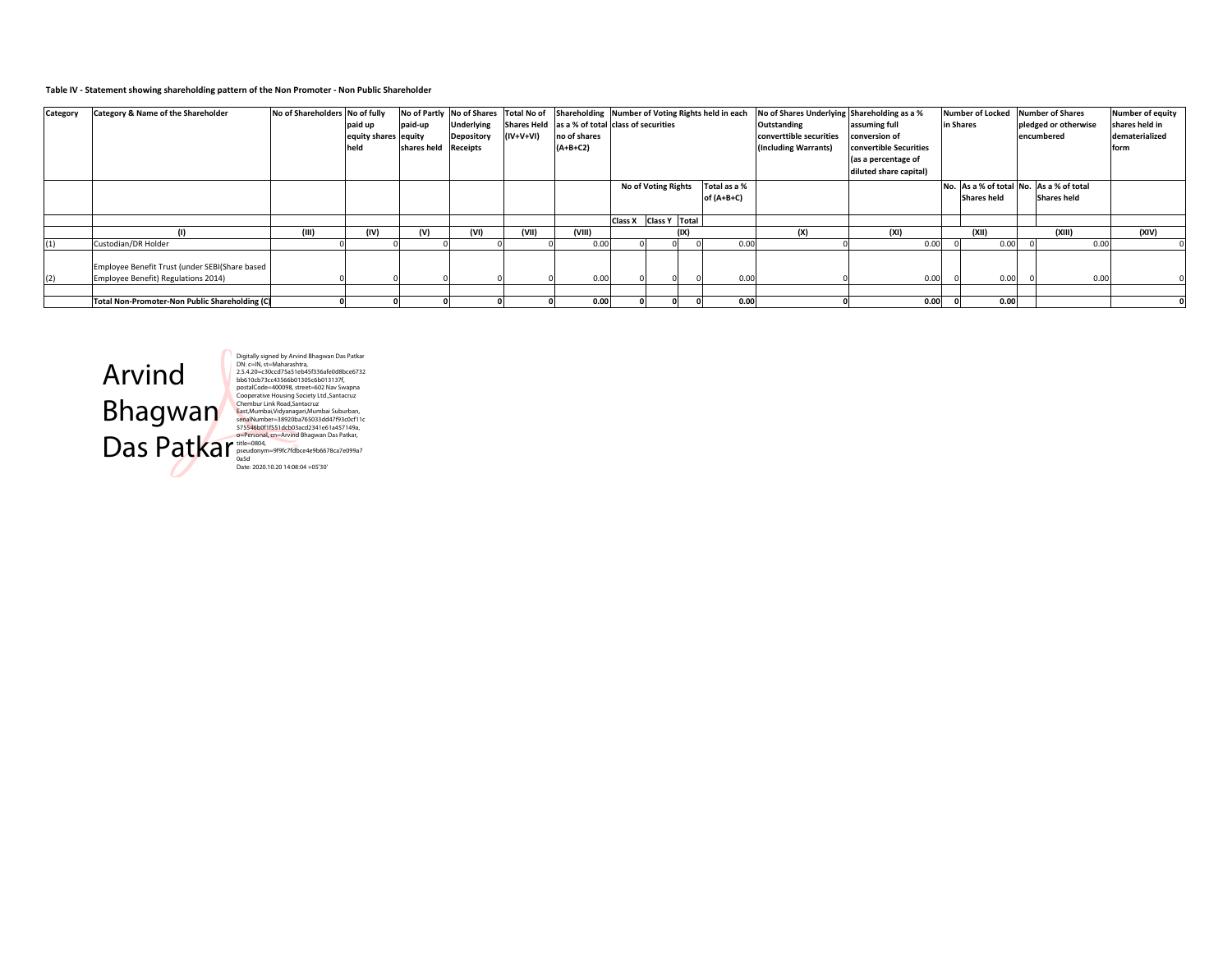**Table IV - Statement showing shareholding pattern of the Non Promoter - Non Public Shareholder**

| Category | Category & Name of the Shareholder | No of Shareholders | No of fully paid up equity shares held | No of Partly paid-up equity shares held | No of Shares Underlying Depository Receipts | Total No of Shares Held (IV+V+VI) | Shareholding as a % of total no of shares (A+B+C2) | Number of Voting Rights held in each class of securities | | | | No of Shares Underlying Outstanding converttible securities (Including Warrants) | Shareholding as a % assuming full conversion of convertible Securities (as a percentage of diluted share capital) | Number of Locked in Shares | | Number of Shares pledged or otherwise encumbered | | Number of equity shares held in dematerialized form |
|---|---|---|---|---|---|---|---|---|---|---|---|---|---|---|---|---|---|---|
| | | | | | | | | No of Voting Rights | | | Total as a % of (A+B+C) | | | No. | As a % of total Shares held | No. | As a % of total Shares held | |
| | | | | | | | | Class X | Class Y | Total | | | | | | | | |
| | (I) | (III) | (IV) | (V) | (VI) | (VII) | (VIII) | (IX) | | | | (X) | (XI) | (XII) | | (XIII) | | (XIV) |
| (1) | Custodian/DR Holder | 0 | 0 | 0 | 0 | 0 | 0.00 | 0 | 0 | 0 | 0.00 | 0 | 0.00 | 0 | 0.00 | 0 | 0.00 | 0 |
| (2) | Employee Benefit Trust (under SEBI(Share based Employee Benefit) Regulations 2014) | 0 | 0 | 0 | 0 | 0 | 0.00 | 0 | 0 | 0 | 0.00 | 0 | 0.00 | 0 | 0.00 | 0 | 0.00 | 0 |
| | **Total Non-Promoter-Non Public Shareholding (C)** | **0** | **0** | **0** | **0** | **0** | **0.00** | **0** | **0** | **0** | **0.00** | **0** | **0.00** | **0** | **0.00** | | | **0** |

Arvind Bhagwan Das Patkar

Digitally signed by Arvind Bhagwan Das Patkar
DN: c=IN, st=Maharashtra, 2.5.4.20=c30ccd75a51eb45f336afe0d8bce6732bb610cb73cc43566b01305c6b013137f, postalCode=400098, street=602 Nav Swapna Cooperative Housing Society Ltd.,Santacruz Chembur Link Road,Santacruz East,Mumbai,Vidyanagari,Mumbai Suburban, serialNumber=38920ba765033dd47f93c0cf11c575546b0f1f551dcb03acd2341e61a457149a, o=Personal, cn=Arvind Bhagwan Das Patkar, title=0804, pseudonym=9f9fc7fdbce4e9b6678ca7e099a70a5d
Date: 2020.10.20 14:08:04 +05'30'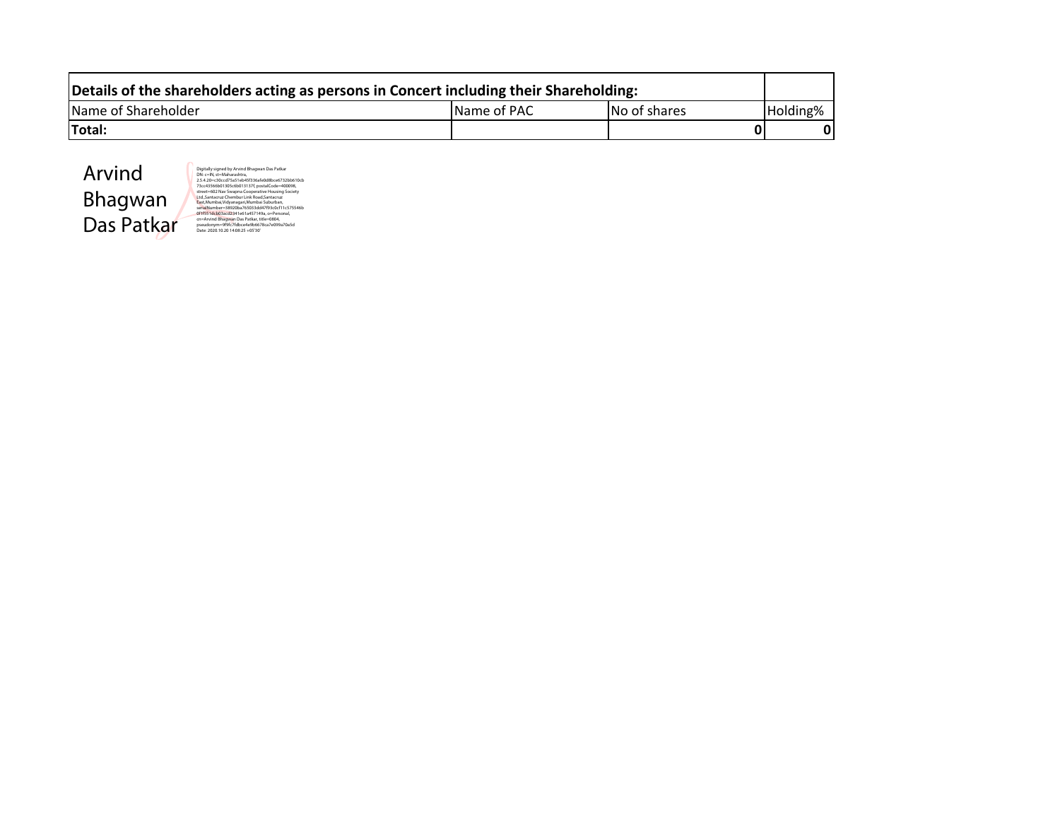| Details of the shareholders acting as persons in Concert including their Shareholding: | | | |
|---|---|---|---|
| Name of Shareholder | Name of PAC | No of shares | Holding% |
| **Total:** | | **0** | **0** |

Arvind Bhagwan Das Patkar

Digitally signed by Arvind Bhagwan Das Patkar
DN: c=IN, st=Maharashtra,
2.5.4.20=c30ccd75a51eb45f336afe0d8bce6732bb610cb73cc43566b01305c6b013137f, postalCode=400098,
street=602 Nav Swapna Cooperative Housing Society Ltd, Santacruz Chembur Link Road,Santacruz East,Mumbai,Vidyanagari,Mumbai Suburban,
serialNumber=38920ba765053dd47f93c0cf11c575546b0f1f551dcb03acd2341e61a457149a, o=Personal,
cn=Arvind Bhagwan Das Patkar, title=0804,
pseudonym=9f9fc7fdbce4e9b6678ca7e099e70a5d
Date: 2020.10.20 14:08:25 +05'30'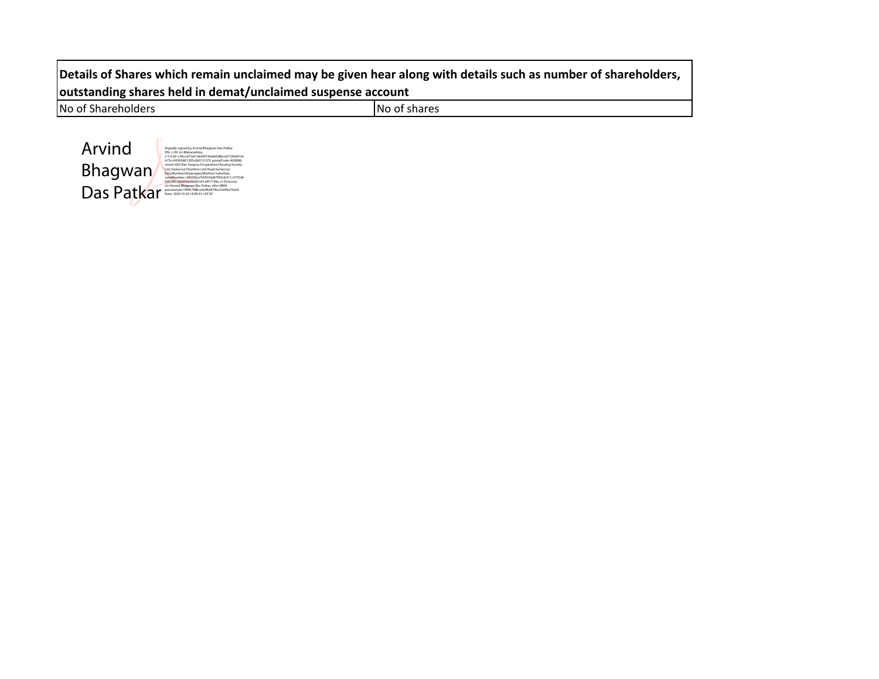| Details of Shares which remain unclaimed may be given hear along with details such as number of shareholders, outstanding shares held in demat/unclaimed suspense account | |
|---|---|
| No of Shareholders | No of shares |

Arvind Bhagwan Das Patkar

Digitally signed by Arvind Bhagwan Das Patkar
DN: c=IN, st=Maharashtra, 2.5.4.20=c30ccd75a51eb45f336afe0d8bce6732bb610cb73cc43566b01305c6b013137f, postalCode=400098, street=602 Nav Swapna Cooperative Housing Society Ltd.,Santacruz Chembur Link Road,Santacruz East,Mumbai,Vidyanagari,Mumbai Suburban, serialNumber=38920ba765033dd47f93c0cf11c575546b0f1f551dcb03acd2341e61a457149a, o=Personal, cn=Arvind Bhagwan Das Patkar, title=0804, pseudonym=9f9c7fdbce4e9b6678ca7e099a70a5d
Date: 2020.10.20 14:08:53 +05'30'